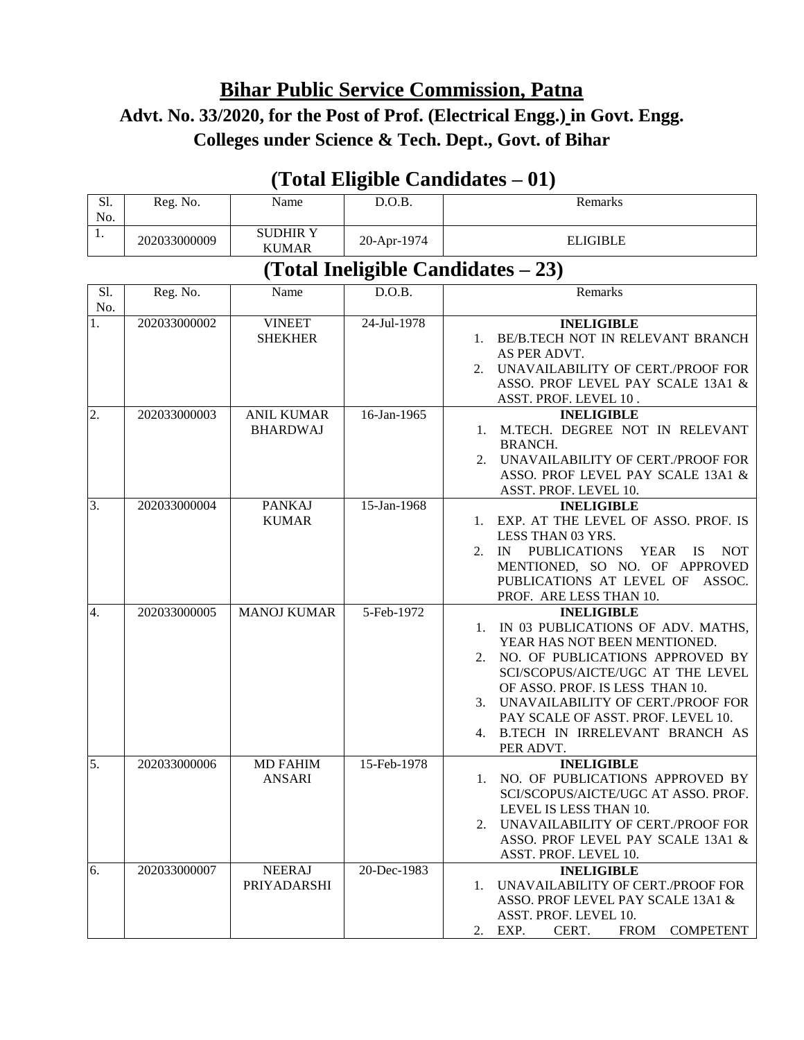# Bihar Public Service Commission, Patna

## Advt. No. 33/2020, for the Post of Prof. (Electrical Engg.) in Govt. Engg. Colleges under Science & Tech. Dept., Govt. of Bihar

## (Total Eligible Candidates – 01)

| Sl. No. | Reg. No. | Name | D.O.B. | Remarks |
|---|---|---|---|---|
| 1. | 202033000009 | SUDHIR Y KUMAR | 20-Apr-1974 | ELIGIBLE |

## (Total Ineligible Candidates – 23)

| Sl. No. | Reg. No. | Name | D.O.B. | Remarks |
|---|---|---|---|---|
| 1. | 202033000002 | VINEET SHEKHER | 24-Jul-1978 | **INELIGIBLE**<br>1. BE/B.TECH NOT IN RELEVANT BRANCH AS PER ADVT.<br>2. UNAVAILABILITY OF CERT./PROOF FOR ASSO. PROF LEVEL PAY SCALE 13A1 & ASST. PROF. LEVEL 10 . |
| 2. | 202033000003 | ANIL KUMAR BHARDWAJ | 16-Jan-1965 | **INELIGIBLE**<br>1. M.TECH. DEGREE NOT IN RELEVANT BRANCH.<br>2. UNAVAILABILITY OF CERT./PROOF FOR ASSO. PROF LEVEL PAY SCALE 13A1 & ASST. PROF. LEVEL 10. |
| 3. | 202033000004 | PANKAJ KUMAR | 15-Jan-1968 | **INELIGIBLE**<br>1. EXP. AT THE LEVEL OF ASSO. PROF. IS LESS THAN 03 YRS.<br>2. IN PUBLICATIONS YEAR IS NOT MENTIONED, SO NO. OF APPROVED PUBLICATIONS AT LEVEL OF ASSOC. PROF. ARE LESS THAN 10. |
| 4. | 202033000005 | MANOJ KUMAR | 5-Feb-1972 | **INELIGIBLE**<br>1. IN 03 PUBLICATIONS OF ADV. MATHS, YEAR HAS NOT BEEN MENTIONED.<br>2. NO. OF PUBLICATIONS APPROVED BY SCI/SCOPUS/AICTE/UGC AT THE LEVEL OF ASSO. PROF. IS LESS THAN 10.<br>3. UNAVAILABILITY OF CERT./PROOF FOR PAY SCALE OF ASST. PROF. LEVEL 10.<br>4. B.TECH IN IRRELEVANT BRANCH AS PER ADVT. |
| 5. | 202033000006 | MD FAHIM ANSARI | 15-Feb-1978 | **INELIGIBLE**<br>1. NO. OF PUBLICATIONS APPROVED BY SCI/SCOPUS/AICTE/UGC AT ASSO. PROF. LEVEL IS LESS THAN 10.<br>2. UNAVAILABILITY OF CERT./PROOF FOR ASSO. PROF LEVEL PAY SCALE 13A1 & ASST. PROF. LEVEL 10. |
| 6. | 202033000007 | NEERAJ PRIYADARSHI | 20-Dec-1983 | **INELIGIBLE**<br>1. UNAVAILABILITY OF CERT./PROOF FOR ASSO. PROF LEVEL PAY SCALE 13A1 & ASST. PROF. LEVEL 10.<br>2. EXP. CERT. FROM COMPETENT |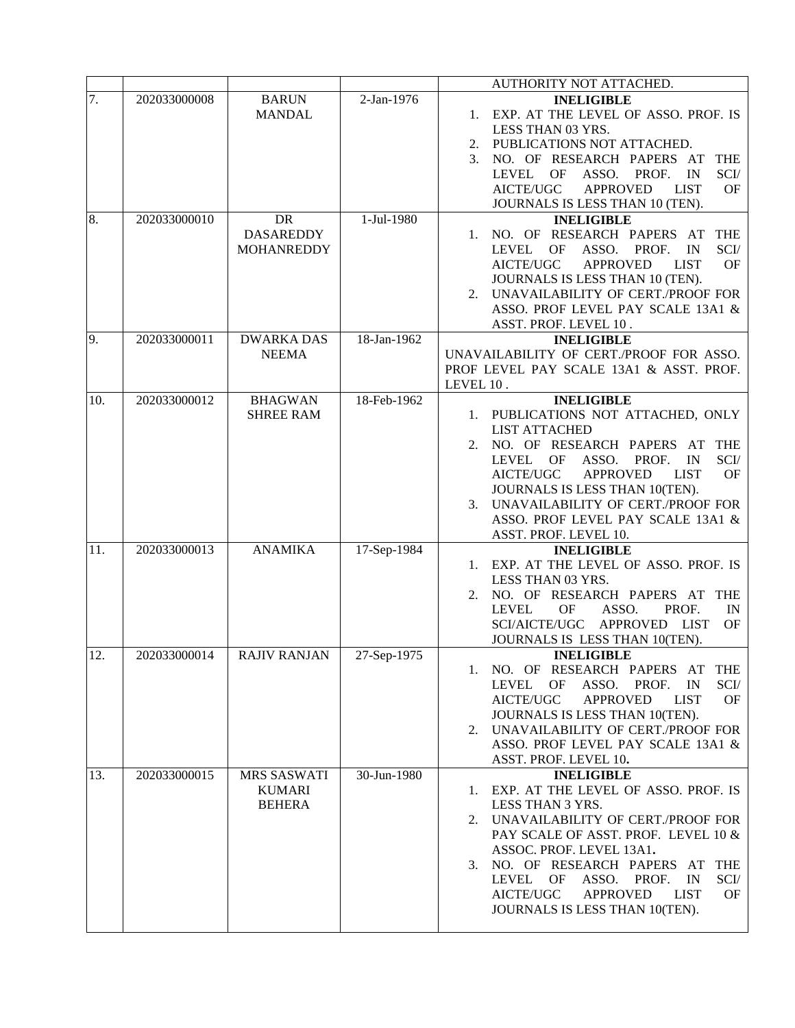|  |  |  |  | AUTHORITY NOT ATTACHED. |
|---|---|---|---|---|
| 7. | 202033000008 | BARUN MANDAL | 2-Jan-1976 | **INELIGIBLE**<br>1. EXP. AT THE LEVEL OF ASSO. PROF. IS LESS THAN 03 YRS.<br>2. PUBLICATIONS NOT ATTACHED.<br>3. NO. OF RESEARCH PAPERS AT THE LEVEL OF ASSO. PROF. IN SCI/ AICTE/UGC APPROVED LIST OF JOURNALS IS LESS THAN 10 (TEN). |
| 8. | 202033000010 | DR DASAREDDY MOHANREDDY | 1-Jul-1980 | **INELIGIBLE**<br>1. NO. OF RESEARCH PAPERS AT THE LEVEL OF ASSO. PROF. IN SCI/ AICTE/UGC APPROVED LIST OF JOURNALS IS LESS THAN 10 (TEN).<br>2. UNAVAILABILITY OF CERT./PROOF FOR ASSO. PROF LEVEL PAY SCALE 13A1 & ASST. PROF. LEVEL 10 . |
| 9. | 202033000011 | DWARKA DAS NEEMA | 18-Jan-1962 | **INELIGIBLE**<br>UNAVAILABILITY OF CERT./PROOF FOR ASSO. PROF LEVEL PAY SCALE 13A1 & ASST. PROF. LEVEL 10 . |
| 10. | 202033000012 | BHAGWAN SHREE RAM | 18-Feb-1962 | **INELIGIBLE**<br>1. PUBLICATIONS NOT ATTACHED, ONLY LIST ATTACHED<br>2. NO. OF RESEARCH PAPERS AT THE LEVEL OF ASSO. PROF. IN SCI/ AICTE/UGC APPROVED LIST OF JOURNALS IS LESS THAN 10(TEN).<br>3. UNAVAILABILITY OF CERT./PROOF FOR ASSO. PROF LEVEL PAY SCALE 13A1 & ASST. PROF. LEVEL 10. |
| 11. | 202033000013 | ANAMIKA | 17-Sep-1984 | **INELIGIBLE**<br>1. EXP. AT THE LEVEL OF ASSO. PROF. IS LESS THAN 03 YRS.<br>2. NO. OF RESEARCH PAPERS AT THE LEVEL OF ASSO. PROF. IN SCI/AICTE/UGC APPROVED LIST OF JOURNALS IS LESS THAN 10(TEN). |
| 12. | 202033000014 | RAJIV RANJAN | 27-Sep-1975 | **INELIGIBLE**<br>1. NO. OF RESEARCH PAPERS AT THE LEVEL OF ASSO. PROF. IN SCI/ AICTE/UGC APPROVED LIST OF JOURNALS IS LESS THAN 10(TEN).<br>2. UNAVAILABILITY OF CERT./PROOF FOR ASSO. PROF LEVEL PAY SCALE 13A1 & ASST. PROF. LEVEL 10**.** |
| 13. | 202033000015 | MRS SASWATI KUMARI BEHERA | 30-Jun-1980 | **INELIGIBLE**<br>1. EXP. AT THE LEVEL OF ASSO. PROF. IS LESS THAN 3 YRS.<br>2. UNAVAILABILITY OF CERT./PROOF FOR PAY SCALE OF ASST. PROF. LEVEL 10 & ASSOC. PROF. LEVEL 13A1**.**<br>3. NO. OF RESEARCH PAPERS AT THE LEVEL OF ASSO. PROF. IN SCI/ AICTE/UGC APPROVED LIST OF JOURNALS IS LESS THAN 10(TEN). |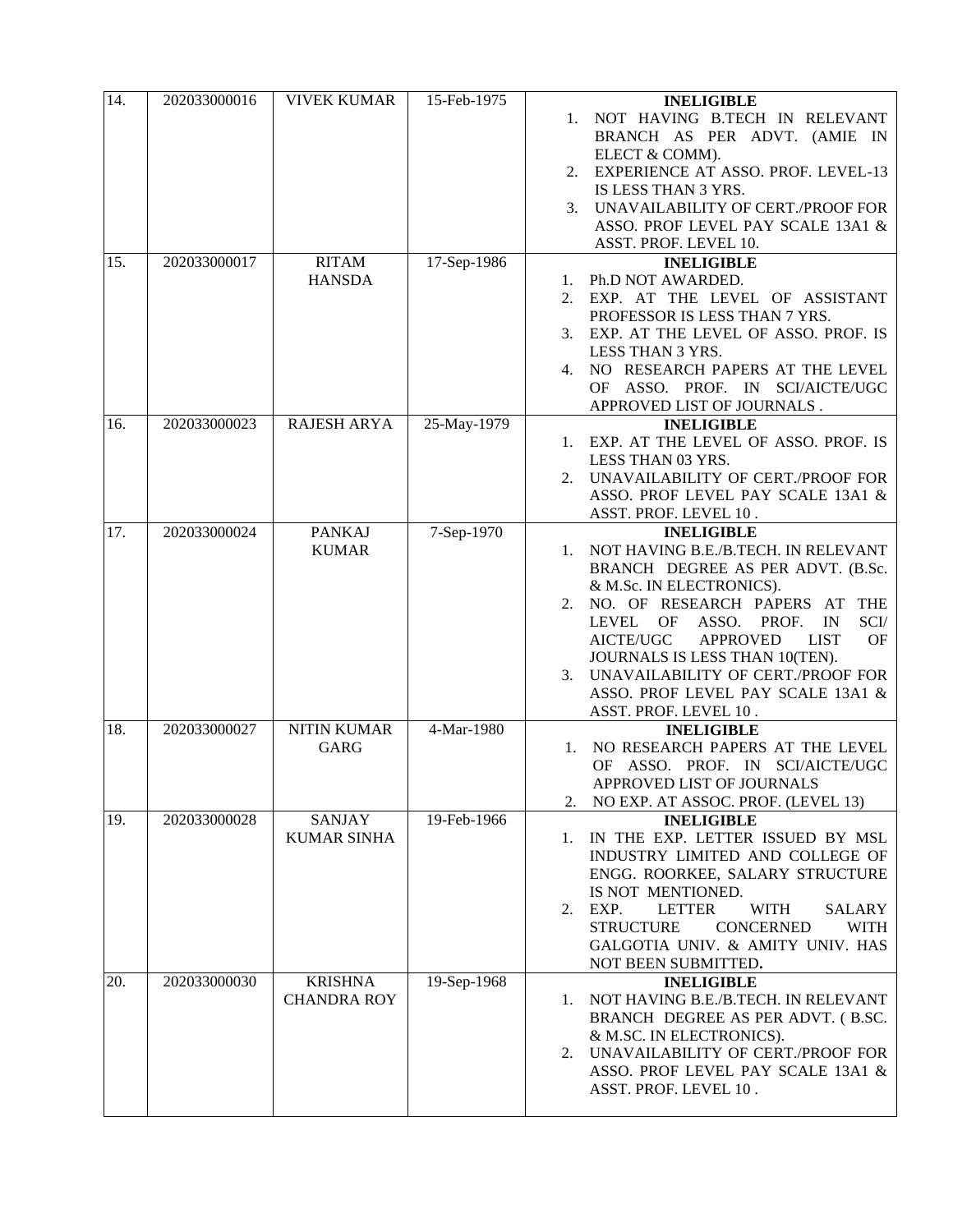| | | | | |
|---|---|---|---|---|
| 14. | 202033000016 | VIVEK KUMAR | 15-Feb-1975 | **INELIGIBLE**<br>1. NOT HAVING B.TECH IN RELEVANT BRANCH AS PER ADVT. (AMIE IN ELECT & COMM).<br>2. EXPERIENCE AT ASSO. PROF. LEVEL-13 IS LESS THAN 3 YRS.<br>3. UNAVAILABILITY OF CERT./PROOF FOR ASSO. PROF LEVEL PAY SCALE 13A1 & ASST. PROF. LEVEL 10. |
| 15. | 202033000017 | RITAM HANSDA | 17-Sep-1986 | **INELIGIBLE**<br>1. Ph.D NOT AWARDED.<br>2. EXP. AT THE LEVEL OF ASSISTANT PROFESSOR IS LESS THAN 7 YRS.<br>3. EXP. AT THE LEVEL OF ASSO. PROF. IS LESS THAN 3 YRS.<br>4. NO RESEARCH PAPERS AT THE LEVEL OF ASSO. PROF. IN SCI/AICTE/UGC APPROVED LIST OF JOURNALS . |
| 16. | 202033000023 | RAJESH ARYA | 25-May-1979 | **INELIGIBLE**<br>1. EXP. AT THE LEVEL OF ASSO. PROF. IS LESS THAN 03 YRS.<br>2. UNAVAILABILITY OF CERT./PROOF FOR ASSO. PROF LEVEL PAY SCALE 13A1 & ASST. PROF. LEVEL 10 . |
| 17. | 202033000024 | PANKAJ KUMAR | 7-Sep-1970 | **INELIGIBLE**<br>1. NOT HAVING B.E./B.TECH. IN RELEVANT BRANCH DEGREE AS PER ADVT. (B.Sc. & M.Sc. IN ELECTRONICS).<br>2. NO. OF RESEARCH PAPERS AT THE LEVEL OF ASSO. PROF. IN SCI/ AICTE/UGC APPROVED LIST OF JOURNALS IS LESS THAN 10(TEN).<br>3. UNAVAILABILITY OF CERT./PROOF FOR ASSO. PROF LEVEL PAY SCALE 13A1 & ASST. PROF. LEVEL 10 . |
| 18. | 202033000027 | NITIN KUMAR GARG | 4-Mar-1980 | **INELIGIBLE**<br>1. NO RESEARCH PAPERS AT THE LEVEL OF ASSO. PROF. IN SCI/AICTE/UGC APPROVED LIST OF JOURNALS<br>2. NO EXP. AT ASSOC. PROF. (LEVEL 13) |
| 19. | 202033000028 | SANJAY KUMAR SINHA | 19-Feb-1966 | **INELIGIBLE**<br>1. IN THE EXP. LETTER ISSUED BY MSL INDUSTRY LIMITED AND COLLEGE OF ENGG. ROORKEE, SALARY STRUCTURE IS NOT MENTIONED.<br>2. EXP. LETTER WITH SALARY STRUCTURE CONCERNED WITH GALGOTIA UNIV. & AMITY UNIV. HAS NOT BEEN SUBMITTED**.** |
| 20. | 202033000030 | KRISHNA CHANDRA ROY | 19-Sep-1968 | **INELIGIBLE**<br>1. NOT HAVING B.E./B.TECH. IN RELEVANT BRANCH DEGREE AS PER ADVT. ( B.SC. & M.SC. IN ELECTRONICS).<br>2. UNAVAILABILITY OF CERT./PROOF FOR ASSO. PROF LEVEL PAY SCALE 13A1 & ASST. PROF. LEVEL 10 . |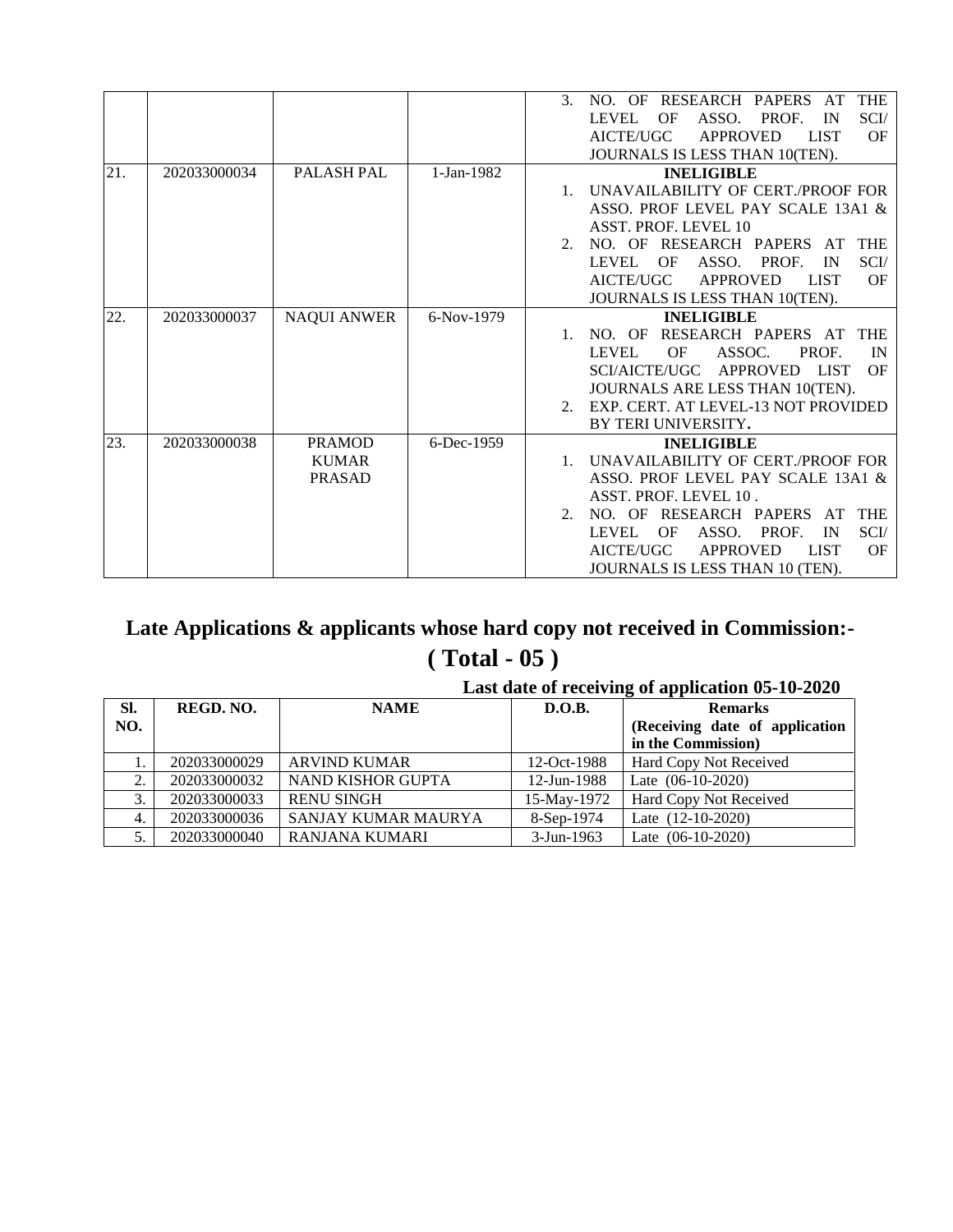| | | | | |
|---|---|---|---|---|
| | | | | 3. NO. OF RESEARCH PAPERS AT THE LEVEL OF ASSO. PROF. IN SCI/ AICTE/UGC APPROVED LIST OF JOURNALS IS LESS THAN 10(TEN). |
| 21. | 202033000034 | PALASH PAL | 1-Jan-1982 | **INELIGIBLE**<br>1. UNAVAILABILITY OF CERT./PROOF FOR ASSO. PROF LEVEL PAY SCALE 13A1 & ASST. PROF. LEVEL 10<br>2. NO. OF RESEARCH PAPERS AT THE LEVEL OF ASSO. PROF. IN SCI/ AICTE/UGC APPROVED LIST OF JOURNALS IS LESS THAN 10(TEN). |
| 22. | 202033000037 | NAQUI ANWER | 6-Nov-1979 | **INELIGIBLE**<br>1. NO. OF RESEARCH PAPERS AT THE LEVEL OF ASSOC. PROF. IN SCI/AICTE/UGC APPROVED LIST OF JOURNALS ARE LESS THAN 10(TEN).<br>2. EXP. CERT. AT LEVEL-13 NOT PROVIDED BY TERI UNIVERSITY. |
| 23. | 202033000038 | PRAMOD KUMAR PRASAD | 6-Dec-1959 | **INELIGIBLE**<br>1. UNAVAILABILITY OF CERT./PROOF FOR ASSO. PROF LEVEL PAY SCALE 13A1 & ASST. PROF. LEVEL 10 .<br>2. NO. OF RESEARCH PAPERS AT THE LEVEL OF ASSO. PROF. IN SCI/ AICTE/UGC APPROVED LIST OF JOURNALS IS LESS THAN 10 (TEN). |

## Late Applications & applicants whose hard copy not received in Commission:- ( Total - 05 )

**Last date of receiving of application 05-10-2020**

| Sl. NO. | REGD. NO. | NAME | D.O.B. | Remarks (Receiving date of application in the Commission) |
|---|---|---|---|---|
| 1. | 202033000029 | ARVIND KUMAR | 12-Oct-1988 | Hard Copy Not Received |
| 2. | 202033000032 | NAND KISHOR GUPTA | 12-Jun-1988 | Late (06-10-2020) |
| 3. | 202033000033 | RENU SINGH | 15-May-1972 | Hard Copy Not Received |
| 4. | 202033000036 | SANJAY KUMAR MAURYA | 8-Sep-1974 | Late (12-10-2020) |
| 5. | 202033000040 | RANJANA KUMARI | 3-Jun-1963 | Late (06-10-2020) |